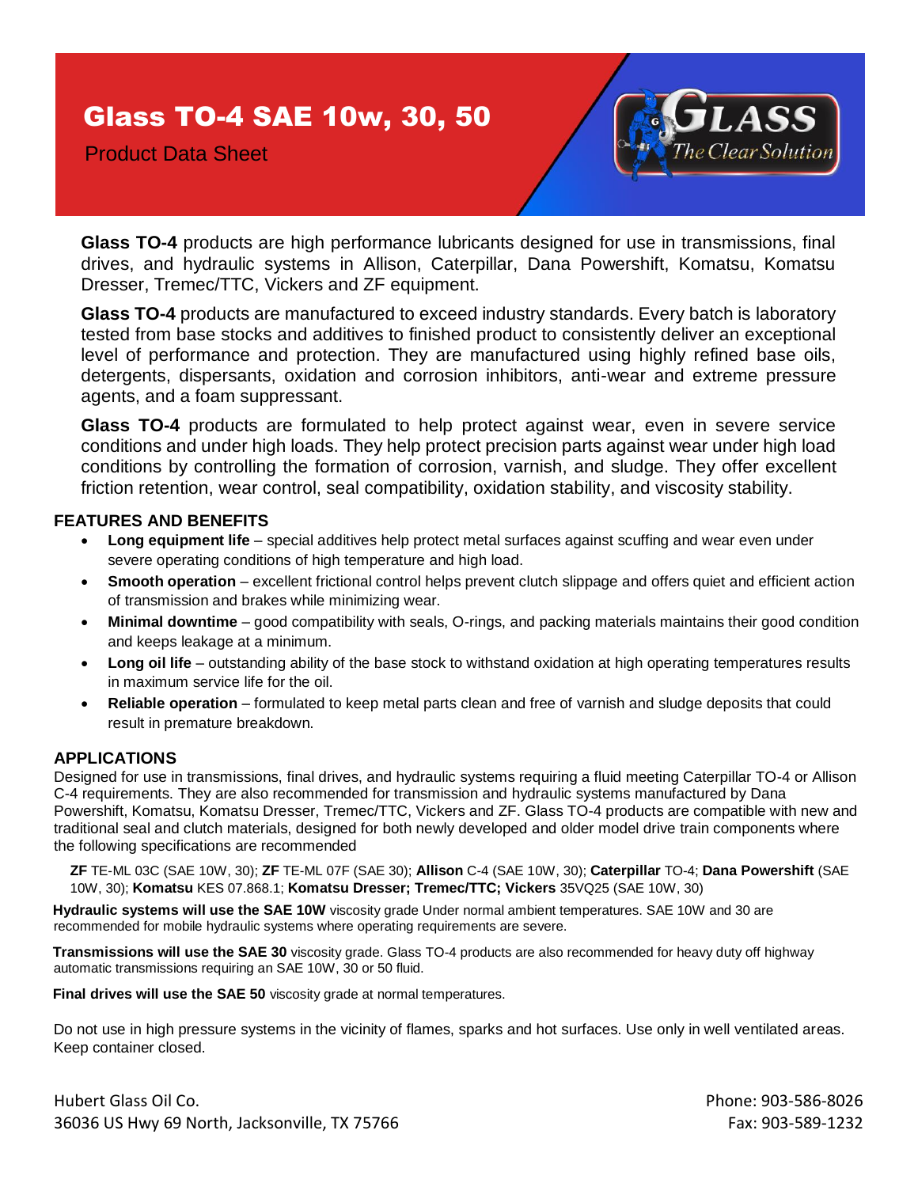# Glass TO-4 SAE 10w, 30, 50

Product Data Sheet

**Glass TO-4** products are high performance lubricants designed for use in transmissions, final drives, and hydraulic systems in Allison, Caterpillar, Dana Powershift, Komatsu, Komatsu Dresser, Tremec/TTC, Vickers and ZF equipment.

**Glass TO-4** products are manufactured to exceed industry standards. Every batch is laboratory tested from base stocks and additives to finished product to consistently deliver an exceptional level of performance and protection. They are manufactured using highly refined base oils, detergents, dispersants, oxidation and corrosion inhibitors, anti-wear and extreme pressure agents, and a foam suppressant.

**Glass TO-4** products are formulated to help protect against wear, even in severe service conditions and under high loads. They help protect precision parts against wear under high load conditions by controlling the formation of corrosion, varnish, and sludge. They offer excellent friction retention, wear control, seal compatibility, oxidation stability, and viscosity stability.

## FEATURES AND BENEFITS

- **Long equipment life** – special additives help protect metal surfaces against scuffing and wear even under severe operating conditions of high temperature and high load.
- **Smooth operation** – excellent frictional control helps prevent clutch slippage and offers quiet and efficient action of transmission and brakes while minimizing wear.
- **Minimal downtime** – good compatibility with seals, O-rings, and packing materials maintains their good condition and keeps leakage at a minimum.
- **Long oil life** – outstanding ability of the base stock to withstand oxidation at high operating temperatures results in maximum service life for the oil.
- **Reliable operation** – formulated to keep metal parts clean and free of varnish and sludge deposits that could result in premature breakdown.

## APPLICATIONS

Designed for use in transmissions, final drives, and hydraulic systems requiring a fluid meeting Caterpillar TO-4 or Allison C-4 requirements. They are also recommended for transmission and hydraulic systems manufactured by Dana Powershift, Komatsu, Komatsu Dresser, Tremec/TTC, Vickers and ZF. Glass TO-4 products are compatible with new and traditional seal and clutch materials, designed for both newly developed and older model drive train components where the following specifications are recommended

**ZF** TE-ML 03C (SAE 10W, 30); **ZF** TE-ML 07F (SAE 30); **Allison** C-4 (SAE 10W, 30); **Caterpillar** TO-4; **Dana Powershift** (SAE 10W, 30); **Komatsu** KES 07.868.1; **Komatsu Dresser; Tremec/TTC; Vickers** 35VQ25 (SAE 10W, 30)

**Hydraulic systems will use the SAE 10W** viscosity grade Under normal ambient temperatures. SAE 10W and 30 are recommended for mobile hydraulic systems where operating requirements are severe.

**Transmissions will use the SAE 30** viscosity grade. Glass TO-4 products are also recommended for heavy duty off highway automatic transmissions requiring an SAE 10W, 30 or 50 fluid.

**Final drives will use the SAE 50** viscosity grade at normal temperatures.

Do not use in high pressure systems in the vicinity of flames, sparks and hot surfaces. Use only in well ventilated areas. Keep container closed.

Hubert Glass Oil Co.
36036 US Hwy 69 North, Jacksonville, TX 75766

Phone: 903-586-8026
Fax: 903-589-1232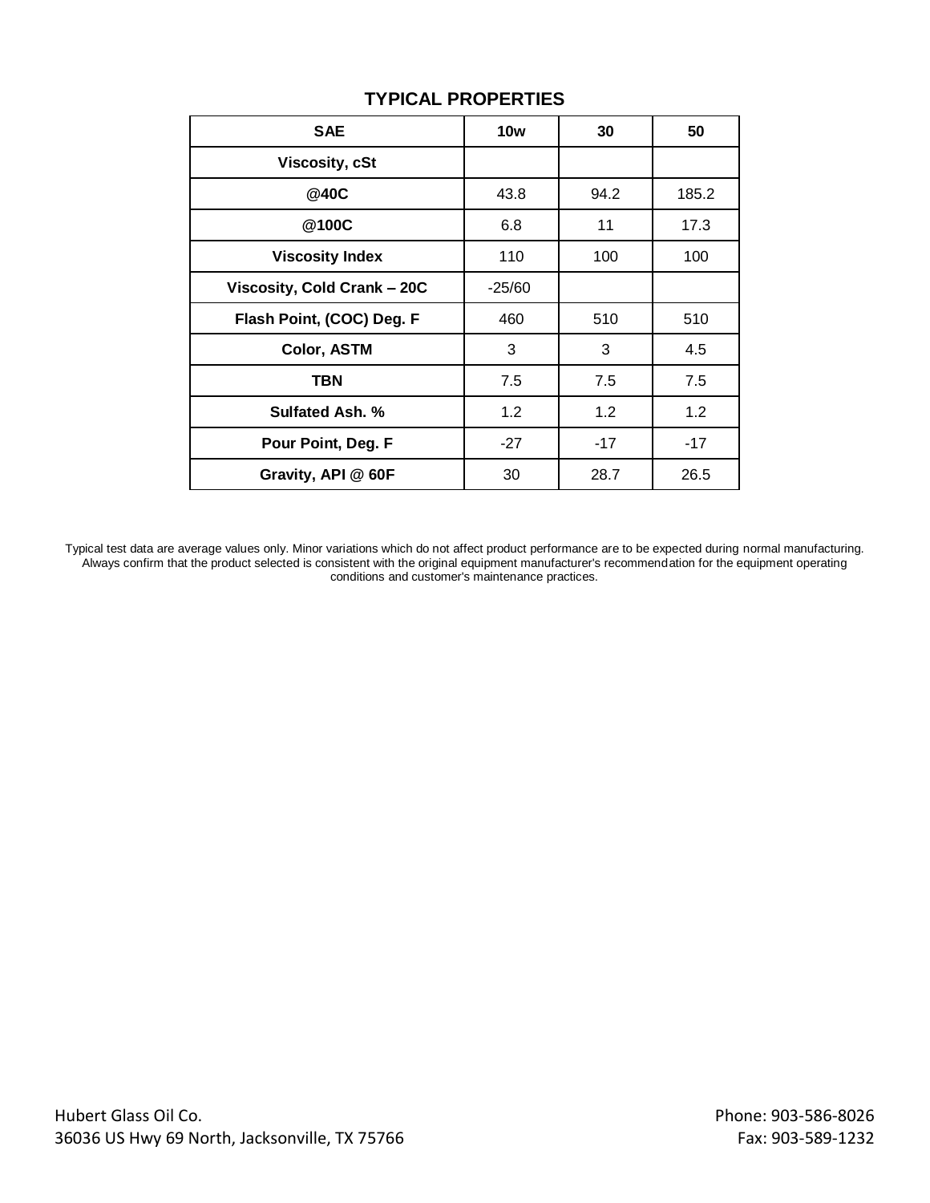## TYPICAL PROPERTIES

| SAE | 10w | 30 | 50 |
|---|---|---|---|
| Viscosity, cSt | | | |
| @40C | 43.8 | 94.2 | 185.2 |
| @100C | 6.8 | 11 | 17.3 |
| Viscosity Index | 110 | 100 | 100 |
| Viscosity, Cold Crank – 20C | -25/60 | | |
| Flash Point, (COC) Deg. F | 460 | 510 | 510 |
| Color, ASTM | 3 | 3 | 4.5 |
| TBN | 7.5 | 7.5 | 7.5 |
| Sulfated Ash. % | 1.2 | 1.2 | 1.2 |
| Pour Point, Deg. F | -27 | -17 | -17 |
| Gravity, API @ 60F | 30 | 28.7 | 26.5 |

Typical test data are average values only. Minor variations which do not affect product performance are to be expected during normal manufacturing. Always confirm that the product selected is consistent with the original equipment manufacturer's recommendation for the equipment operating conditions and customer's maintenance practices.

Hubert Glass Oil Co.
36036 US Hwy 69 North, Jacksonville, TX 75766

Phone: 903-586-8026
Fax: 903-589-1232